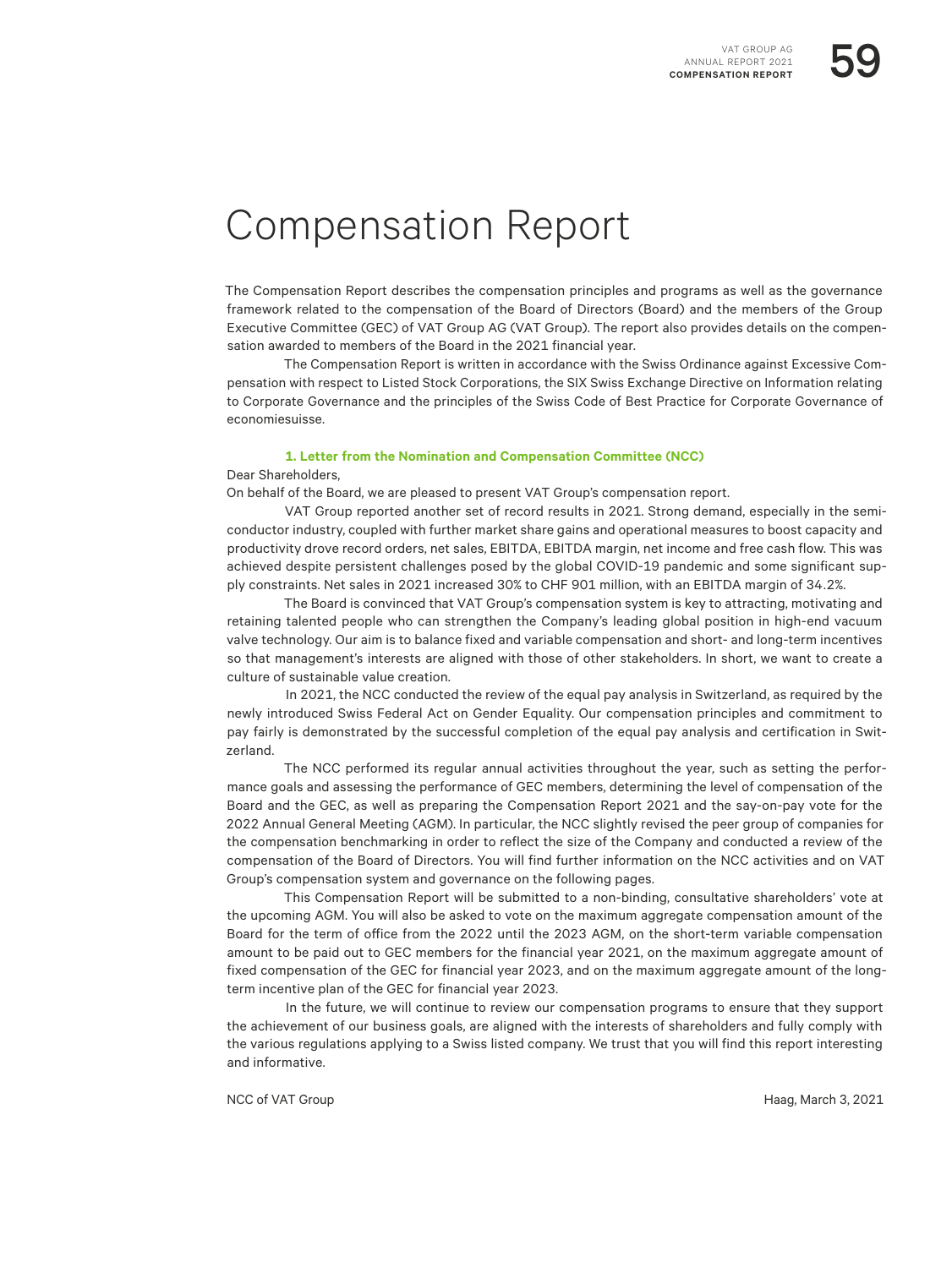# Compensation Report

The Compensation Report describes the compensation principles and programs as well as the governance framework related to the compensation of the Board of Directors (Board) and the members of the Group Executive Committee (GEC) of VAT Group AG (VAT Group). The report also provides details on the compensation awarded to members of the Board in the 2021 financial year.

The Compensation Report is written in accordance with the Swiss Ordinance against Excessive Compensation with respect to Listed Stock Corporations, the SIX Swiss Exchange Directive on Information relating to Corporate Governance and the principles of the Swiss Code of Best Practice for Corporate Governance of economiesuisse.

## 1. Letter from the Nomination and Compensation Committee (NCC)

Dear Shareholders,

On behalf of the Board, we are pleased to present VAT Group's compensation report.

VAT Group reported another set of record results in 2021. Strong demand, especially in the semiconductor industry, coupled with further market share gains and operational measures to boost capacity and productivity drove record orders, net sales, EBITDA, EBITDA margin, net income and free cash flow. This was achieved despite persistent challenges posed by the global COVID-19 pandemic and some significant supply constraints. Net sales in 2021 increased 30% to CHF 901 million, with an EBITDA margin of 34.2%.

The Board is convinced that VAT Group's compensation system is key to attracting, motivating and retaining talented people who can strengthen the Company's leading global position in high-end vacuum valve technology. Our aim is to balance fixed and variable compensation and short- and long-term incentives so that management's interests are aligned with those of other stakeholders. In short, we want to create a culture of sustainable value creation.

In 2021, the NCC conducted the review of the equal pay analysis in Switzerland, as required by the newly introduced Swiss Federal Act on Gender Equality. Our compensation principles and commitment to pay fairly is demonstrated by the successful completion of the equal pay analysis and certification in Switzerland.

The NCC performed its regular annual activities throughout the year, such as setting the performance goals and assessing the performance of GEC members, determining the level of compensation of the Board and the GEC, as well as preparing the Compensation Report 2021 and the say-on-pay vote for the 2022 Annual General Meeting (AGM). In particular, the NCC slightly revised the peer group of companies for the compensation benchmarking in order to reflect the size of the Company and conducted a review of the compensation of the Board of Directors. You will find further information on the NCC activities and on VAT Group's compensation system and governance on the following pages.

This Compensation Report will be submitted to a non-binding, consultative shareholders' vote at the upcoming AGM. You will also be asked to vote on the maximum aggregate compensation amount of the Board for the term of office from the 2022 until the 2023 AGM, on the short-term variable compensation amount to be paid out to GEC members for the financial year 2021, on the maximum aggregate amount of fixed compensation of the GEC for financial year 2023, and on the maximum aggregate amount of the long-term incentive plan of the GEC for financial year 2023.

In the future, we will continue to review our compensation programs to ensure that they support the achievement of our business goals, are aligned with the interests of shareholders and fully comply with the various regulations applying to a Swiss listed company. We trust that you will find this report interesting and informative.

NCC of VAT Group

Haag, March 3, 2021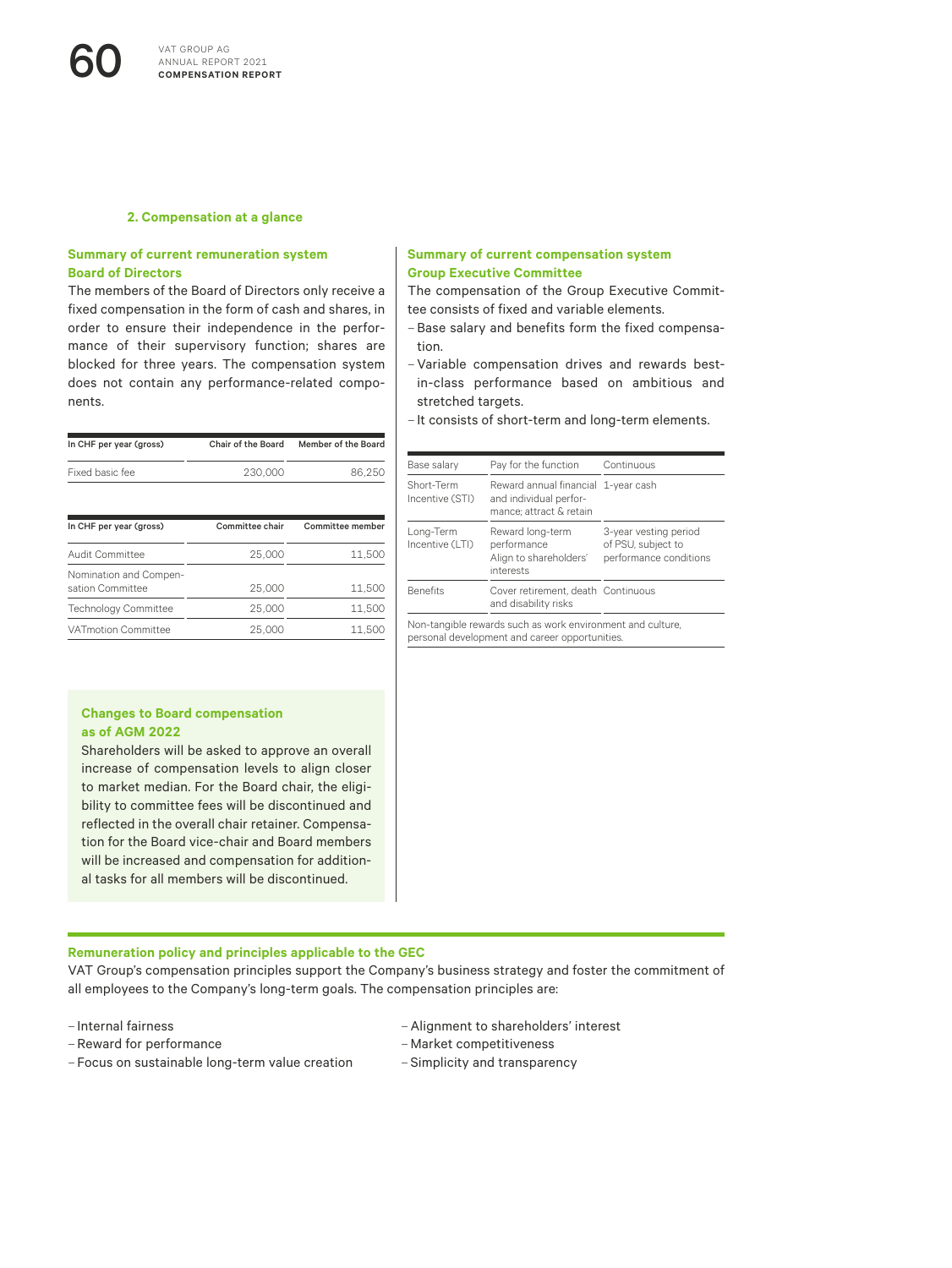## 2. Compensation at a glance

### Summary of current remuneration system Board of Directors

The members of the Board of Directors only receive a fixed compensation in the form of cash and shares, in order to ensure their independence in the performance of their supervisory function; shares are blocked for three years. The compensation system does not contain any performance-related components.

| In CHF per year (gross) | Chair of the Board | Member of the Board |
|---|---|---|
| Fixed basic fee | 230,000 | 86,250 |

| In CHF per year (gross) | Committee chair | Committee member |
|---|---|---|
| Audit Committee | 25,000 | 11,500 |
| Nomination and Compensation Committee | 25,000 | 11,500 |
| Technology Committee | 25,000 | 11,500 |
| VATmotion Committee | 25,000 | 11,500 |

**Changes to Board compensation as of AGM 2022**

Shareholders will be asked to approve an overall increase of compensation levels to align closer to market median. For the Board chair, the eligibility to committee fees will be discontinued and reflected in the overall chair retainer. Compensation for the Board vice-chair and Board members will be increased and compensation for additional tasks for all members will be discontinued.

### Summary of current compensation system Group Executive Committee

The compensation of the Group Executive Committee consists of fixed and variable elements.

- Base salary and benefits form the fixed compensation.
- Variable compensation drives and rewards best-in-class performance based on ambitious and stretched targets.
- It consists of short-term and long-term elements.

| | | |
|---|---|---|
| Base salary | Pay for the function | Continuous |
| Short-Term Incentive (STI) | Reward annual financial and individual performance; attract & retain | 1-year cash |
| Long-Term Incentive (LTI) | Reward long-term performance Align to shareholders' interests | 3-year vesting period of PSU, subject to performance conditions |
| Benefits | Cover retirement, death and disability risks | Continuous |

Non-tangible rewards such as work environment and culture, personal development and career opportunities.

### Remuneration policy and principles applicable to the GEC

VAT Group's compensation principles support the Company's business strategy and foster the commitment of all employees to the Company's long-term goals. The compensation principles are:

- Internal fairness
- Reward for performance
- Focus on sustainable long-term value creation
- Alignment to shareholders' interest
- Market competitiveness
- Simplicity and transparency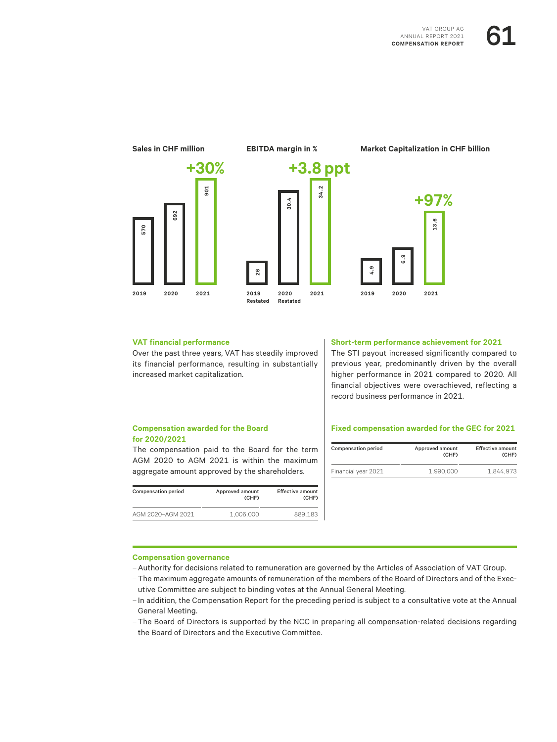**Sales in CHF million**

+30%

| 2019 | 2020 | 2021 |
|---|---|---|
| 570 | 692 | 901 |

**EBITDA margin in %**

+3.8 ppt

| 2019 Restated | 2020 Restated | 2021 |
|---|---|---|
| 26 | 30.4 | 34.2 |

**Market Capitalization in CHF billion**

+97%

| 2019 | 2020 | 2021 |
|---|---|---|
| 4.9 | 6.9 | 13.6 |

### VAT financial performance

Over the past three years, VAT has steadily improved its financial performance, resulting in substantially increased market capitalization.

### Compensation awarded for the Board for 2020/2021

The compensation paid to the Board for the term AGM 2020 to AGM 2021 is within the maximum aggregate amount approved by the shareholders.

| Compensation period | Approved amount (CHF) | Effective amount (CHF) |
|---|---|---|
| AGM 2020–AGM 2021 | 1,006,000 | 889,183 |

### Short-term performance achievement for 2021

The STI payout increased significantly compared to previous year, predominantly driven by the overall higher performance in 2021 compared to 2020. All financial objectives were overachieved, reflecting a record business performance in 2021.

### Fixed compensation awarded for the GEC for 2021

| Compensation period | Approved amount (CHF) | Effective amount (CHF) |
|---|---|---|
| Financial year 2021 | 1,990,000 | 1,844,973 |

### Compensation governance

- Authority for decisions related to remuneration are governed by the Articles of Association of VAT Group.
- The maximum aggregate amounts of remuneration of the members of the Board of Directors and of the Executive Committee are subject to binding votes at the Annual General Meeting.
- In addition, the Compensation Report for the preceding period is subject to a consultative vote at the Annual General Meeting.
- The Board of Directors is supported by the NCC in preparing all compensation-related decisions regarding the Board of Directors and the Executive Committee.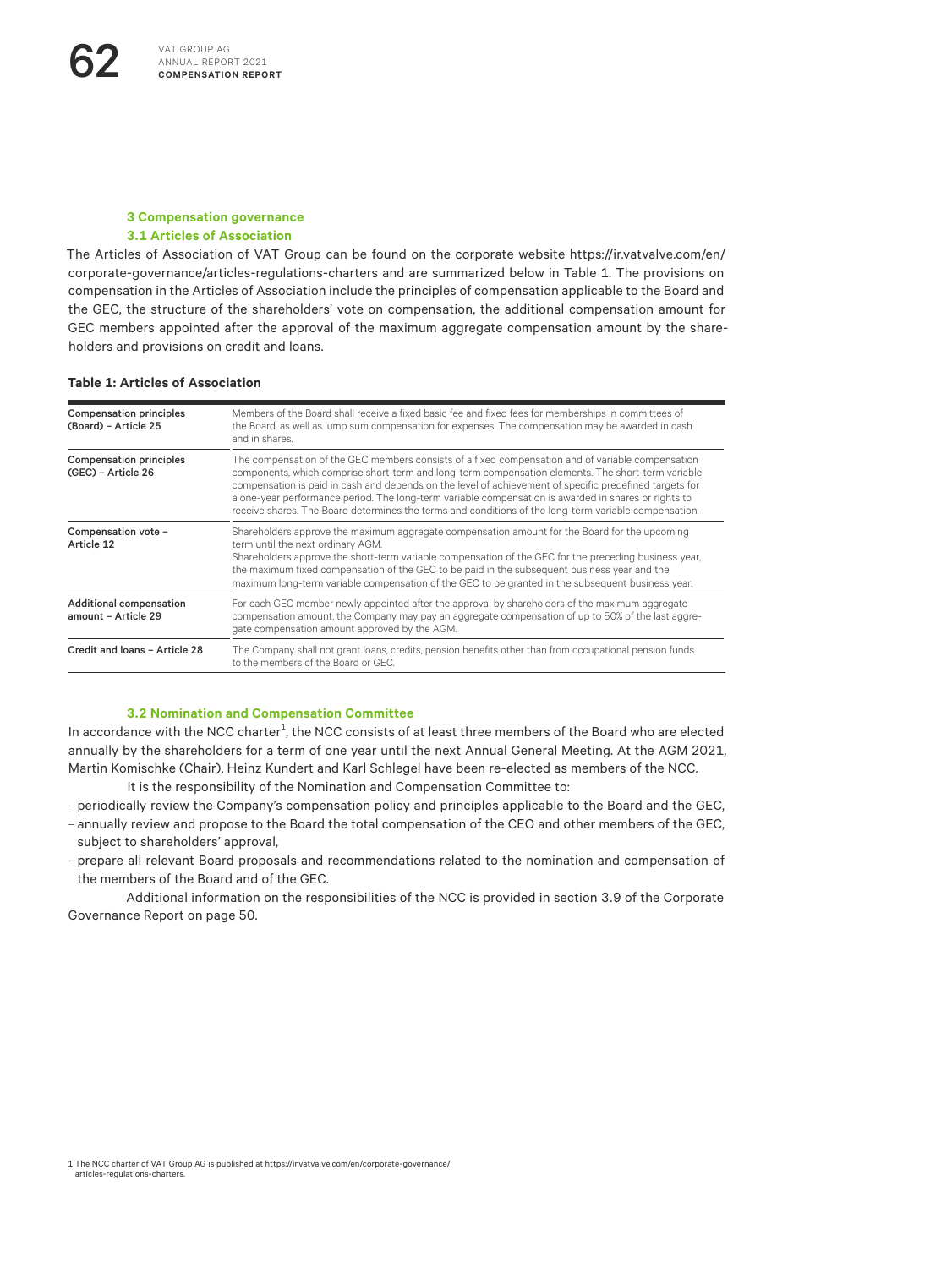## 3 Compensation governance

### 3.1 Articles of Association

The Articles of Association of VAT Group can be found on the corporate website https://ir.vatvalve.com/en/corporate-governance/articles-regulations-charters and are summarized below in Table 1. The provisions on compensation in the Articles of Association include the principles of compensation applicable to the Board and the GEC, the structure of the shareholders' vote on compensation, the additional compensation amount for GEC members appointed after the approval of the maximum aggregate compensation amount by the shareholders and provisions on credit and loans.

**Table 1: Articles of Association**

| | |
|---|---|
| Compensation principles (Board) – Article 25 | Members of the Board shall receive a fixed basic fee and fixed fees for memberships in committees of the Board, as well as lump sum compensation for expenses. The compensation may be awarded in cash and in shares. |
| Compensation principles (GEC) – Article 26 | The compensation of the GEC members consists of a fixed compensation and of variable compensation components, which comprise short-term and long-term compensation elements. The short-term variable compensation is paid in cash and depends on the level of achievement of specific predefined targets for a one-year performance period. The long-term variable compensation is awarded in shares or rights to receive shares. The Board determines the terms and conditions of the long-term variable compensation. |
| Compensation vote – Article 12 | Shareholders approve the maximum aggregate compensation amount for the Board for the upcoming term until the next ordinary AGM.<br>Shareholders approve the short-term variable compensation of the GEC for the preceding business year, the maximum fixed compensation of the GEC to be paid in the subsequent business year and the maximum long-term variable compensation of the GEC to be granted in the subsequent business year. |
| Additional compensation amount – Article 29 | For each GEC member newly appointed after the approval by shareholders of the maximum aggregate compensation amount, the Company may pay an aggregate compensation of up to 50% of the last aggregate compensation amount approved by the AGM. |
| Credit and loans – Article 28 | The Company shall not grant loans, credits, pension benefits other than from occupational pension funds to the members of the Board or GEC. |

### 3.2 Nomination and Compensation Committee

In accordance with the NCC charter[1], the NCC consists of at least three members of the Board who are elected annually by the shareholders for a term of one year until the next Annual General Meeting. At the AGM 2021, Martin Komischke (Chair), Heinz Kundert and Karl Schlegel have been re-elected as members of the NCC.

It is the responsibility of the Nomination and Compensation Committee to:

- periodically review the Company's compensation policy and principles applicable to the Board and the GEC,
- annually review and propose to the Board the total compensation of the CEO and other members of the GEC, subject to shareholders' approval,
- prepare all relevant Board proposals and recommendations related to the nomination and compensation of the members of the Board and of the GEC.

Additional information on the responsibilities of the NCC is provided in section 3.9 of the Corporate Governance Report on page 50.

1 The NCC charter of VAT Group AG is published at https://ir.vatvalve.com/en/corporate-governance/articles-regulations-charters.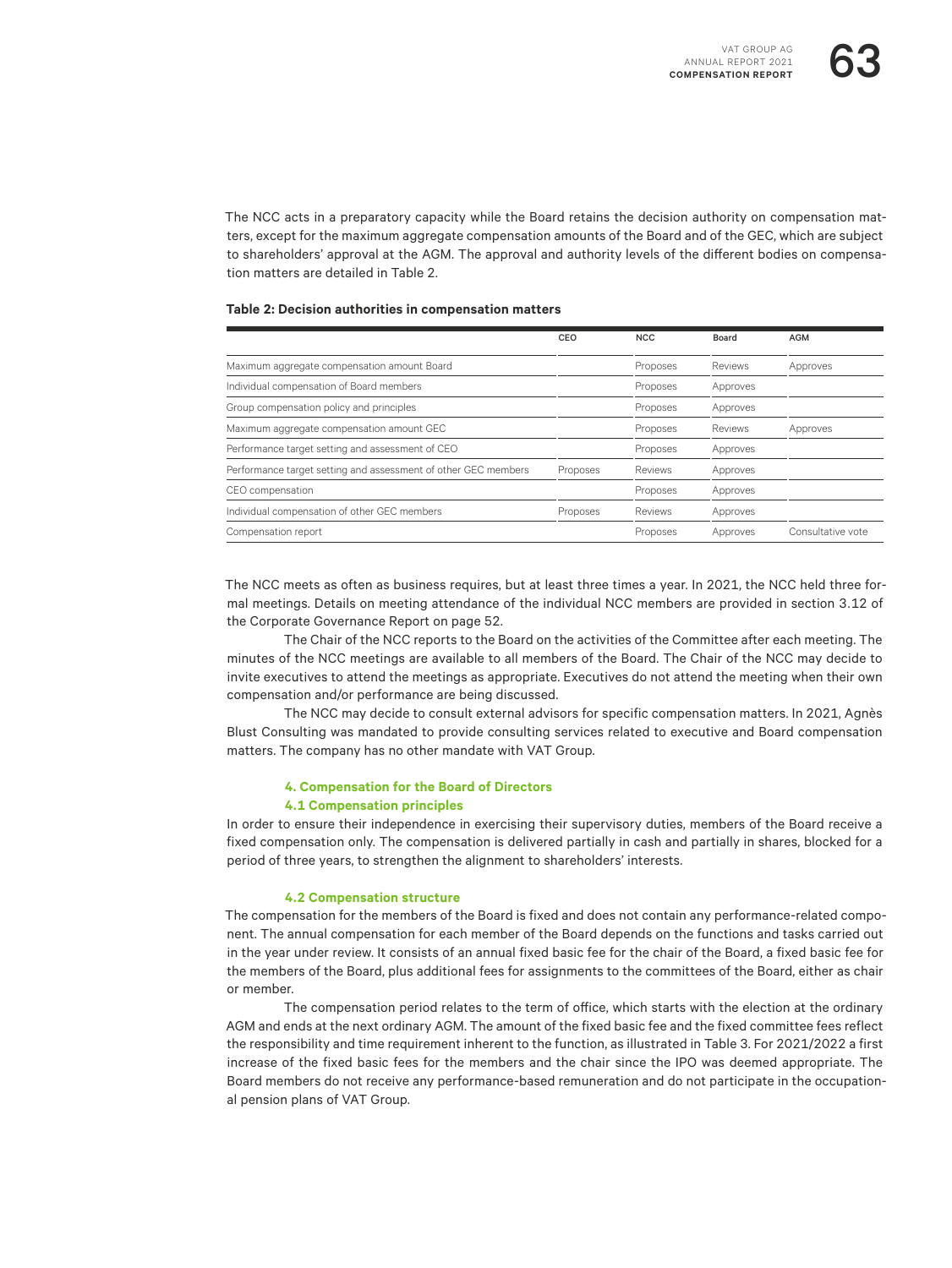The NCC acts in a preparatory capacity while the Board retains the decision authority on compensation matters, except for the maximum aggregate compensation amounts of the Board and of the GEC, which are subject to shareholders' approval at the AGM. The approval and authority levels of the different bodies on compensation matters are detailed in Table 2.

**Table 2: Decision authorities in compensation matters**

| | CEO | NCC | Board | AGM |
|---|---|---|---|---|
| Maximum aggregate compensation amount Board | | Proposes | Reviews | Approves |
| Individual compensation of Board members | | Proposes | Approves | |
| Group compensation policy and principles | | Proposes | Approves | |
| Maximum aggregate compensation amount GEC | | Proposes | Reviews | Approves |
| Performance target setting and assessment of CEO | | Proposes | Approves | |
| Performance target setting and assessment of other GEC members | Proposes | Reviews | Approves | |
| CEO compensation | | Proposes | Approves | |
| Individual compensation of other GEC members | Proposes | Reviews | Approves | |
| Compensation report | | Proposes | Approves | Consultative vote |

The NCC meets as often as business requires, but at least three times a year. In 2021, the NCC held three formal meetings. Details on meeting attendance of the individual NCC members are provided in section 3.12 of the Corporate Governance Report on page 52.

The Chair of the NCC reports to the Board on the activities of the Committee after each meeting. The minutes of the NCC meetings are available to all members of the Board. The Chair of the NCC may decide to invite executives to attend the meetings as appropriate. Executives do not attend the meeting when their own compensation and/or performance are being discussed.

The NCC may decide to consult external advisors for specific compensation matters. In 2021, Agnès Blust Consulting was mandated to provide consulting services related to executive and Board compensation matters. The company has no other mandate with VAT Group.

## 4. Compensation for the Board of Directors

### 4.1 Compensation principles

In order to ensure their independence in exercising their supervisory duties, members of the Board receive a fixed compensation only. The compensation is delivered partially in cash and partially in shares, blocked for a period of three years, to strengthen the alignment to shareholders' interests.

### 4.2 Compensation structure

The compensation for the members of the Board is fixed and does not contain any performance-related component. The annual compensation for each member of the Board depends on the functions and tasks carried out in the year under review. It consists of an annual fixed basic fee for the chair of the Board, a fixed basic fee for the members of the Board, plus additional fees for assignments to the committees of the Board, either as chair or member.

The compensation period relates to the term of office, which starts with the election at the ordinary AGM and ends at the next ordinary AGM. The amount of the fixed basic fee and the fixed committee fees reflect the responsibility and time requirement inherent to the function, as illustrated in Table 3. For 2021/2022 a first increase of the fixed basic fees for the members and the chair since the IPO was deemed appropriate. The Board members do not receive any performance-based remuneration and do not participate in the occupational pension plans of VAT Group.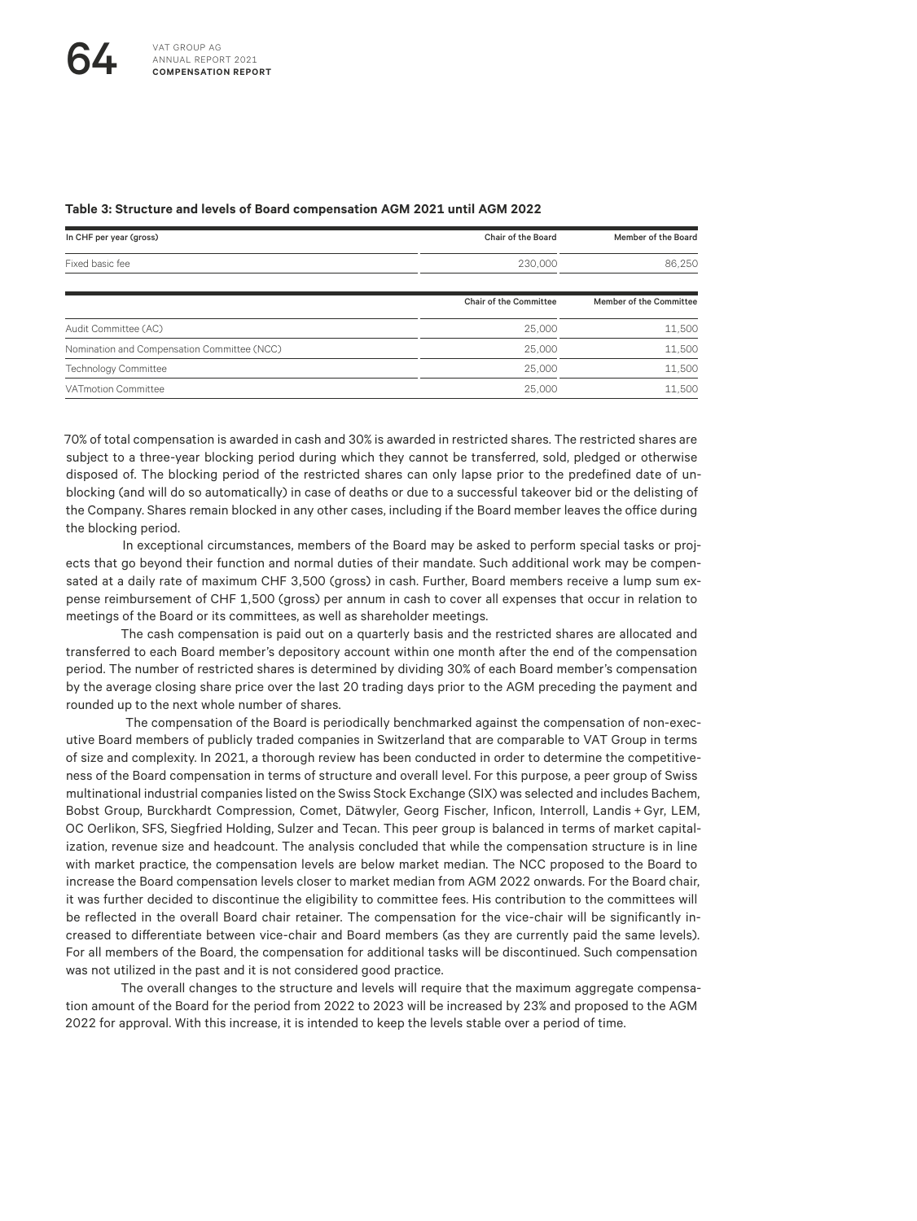**Table 3: Structure and levels of Board compensation AGM 2021 until AGM 2022**

| In CHF per year (gross) | Chair of the Board | Member of the Board |
|---|---|---|
| Fixed basic fee | 230,000 | 86,250 |
| | **Chair of the Committee** | **Member of the Committee** |
| Audit Committee (AC) | 25,000 | 11,500 |
| Nomination and Compensation Committee (NCC) | 25,000 | 11,500 |
| Technology Committee | 25,000 | 11,500 |
| VATmotion Committee | 25,000 | 11,500 |

70% of total compensation is awarded in cash and 30% is awarded in restricted shares. The restricted shares are subject to a three-year blocking period during which they cannot be transferred, sold, pledged or otherwise disposed of. The blocking period of the restricted shares can only lapse prior to the predefined date of unblocking (and will do so automatically) in case of deaths or due to a successful takeover bid or the delisting of the Company. Shares remain blocked in any other cases, including if the Board member leaves the office during the blocking period.

In exceptional circumstances, members of the Board may be asked to perform special tasks or projects that go beyond their function and normal duties of their mandate. Such additional work may be compensated at a daily rate of maximum CHF 3,500 (gross) in cash. Further, Board members receive a lump sum expense reimbursement of CHF 1,500 (gross) per annum in cash to cover all expenses that occur in relation to meetings of the Board or its committees, as well as shareholder meetings.

The cash compensation is paid out on a quarterly basis and the restricted shares are allocated and transferred to each Board member's depository account within one month after the end of the compensation period. The number of restricted shares is determined by dividing 30% of each Board member's compensation by the average closing share price over the last 20 trading days prior to the AGM preceding the payment and rounded up to the next whole number of shares.

The compensation of the Board is periodically benchmarked against the compensation of non-executive Board members of publicly traded companies in Switzerland that are comparable to VAT Group in terms of size and complexity. In 2021, a thorough review has been conducted in order to determine the competitiveness of the Board compensation in terms of structure and overall level. For this purpose, a peer group of Swiss multinational industrial companies listed on the Swiss Stock Exchange (SIX) was selected and includes Bachem, Bobst Group, Burckhardt Compression, Comet, Dätwyler, Georg Fischer, Inficon, Interroll, Landis + Gyr, LEM, OC Oerlikon, SFS, Siegfried Holding, Sulzer and Tecan. This peer group is balanced in terms of market capitalization, revenue size and headcount. The analysis concluded that while the compensation structure is in line with market practice, the compensation levels are below market median. The NCC proposed to the Board to increase the Board compensation levels closer to market median from AGM 2022 onwards. For the Board chair, it was further decided to discontinue the eligibility to committee fees. His contribution to the committees will be reflected in the overall Board chair retainer. The compensation for the vice-chair will be significantly increased to differentiate between vice-chair and Board members (as they are currently paid the same levels). For all members of the Board, the compensation for additional tasks will be discontinued. Such compensation was not utilized in the past and it is not considered good practice.

The overall changes to the structure and levels will require that the maximum aggregate compensation amount of the Board for the period from 2022 to 2023 will be increased by 23% and proposed to the AGM 2022 for approval. With this increase, it is intended to keep the levels stable over a period of time.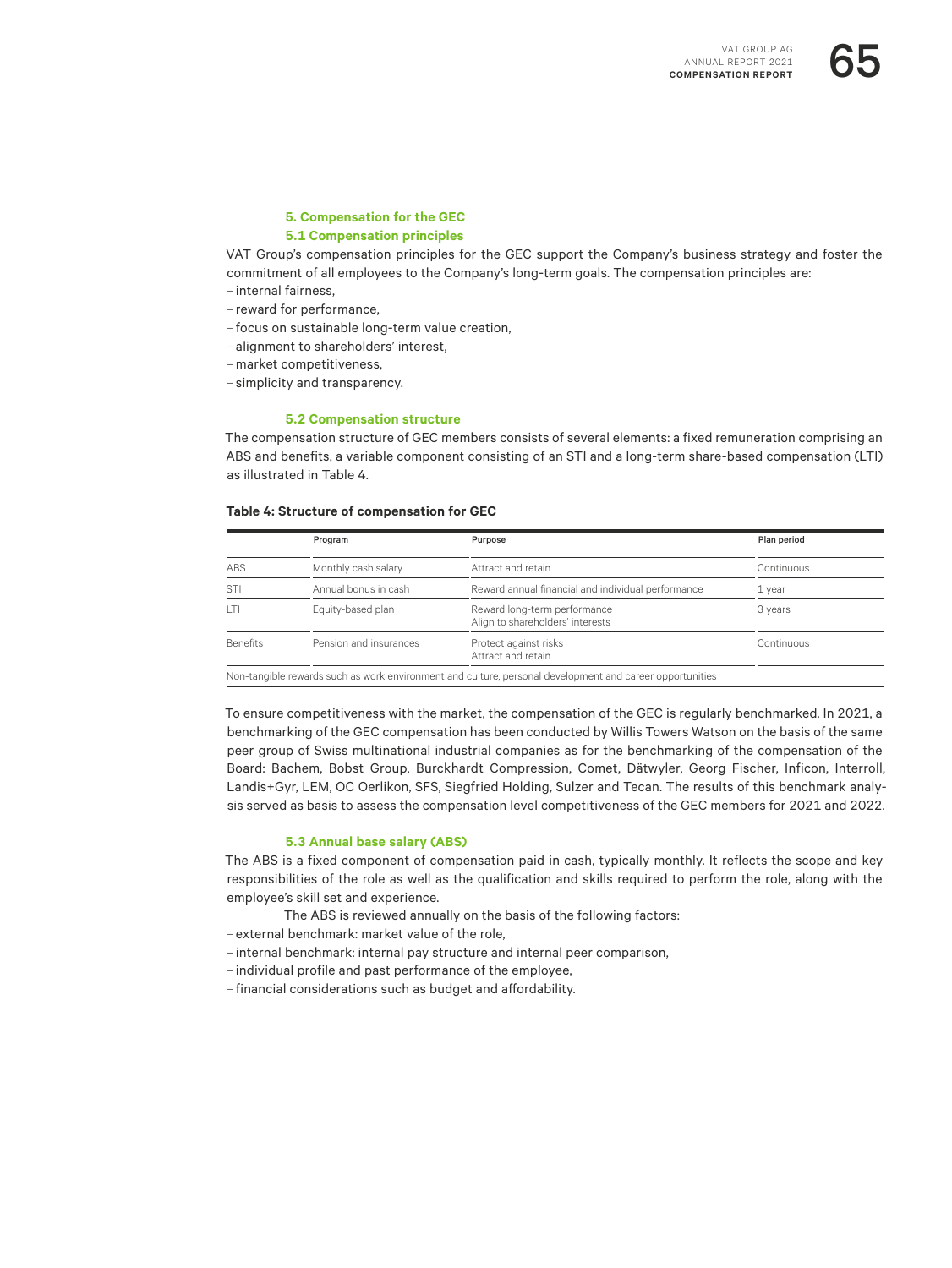## 5. Compensation for the GEC

### 5.1 Compensation principles

VAT Group's compensation principles for the GEC support the Company's business strategy and foster the commitment of all employees to the Company's long-term goals. The compensation principles are:

- internal fairness,
- reward for performance,
- focus on sustainable long-term value creation,
- alignment to shareholders' interest,
- market competitiveness,
- simplicity and transparency.

### 5.2 Compensation structure

The compensation structure of GEC members consists of several elements: a fixed remuneration comprising an ABS and benefits, a variable component consisting of an STI and a long-term share-based compensation (LTI) as illustrated in Table 4.

**Table 4: Structure of compensation for GEC**

| | Program | Purpose | Plan period |
|---|---|---|---|
| ABS | Monthly cash salary | Attract and retain | Continuous |
| STI | Annual bonus in cash | Reward annual financial and individual performance | 1 year |
| LTI | Equity-based plan | Reward long-term performance<br>Align to shareholders' interests | 3 years |
| Benefits | Pension and insurances | Protect against risks<br>Attract and retain | Continuous |
| Non-tangible rewards such as work environment and culture, personal development and career opportunities | | | |

To ensure competitiveness with the market, the compensation of the GEC is regularly benchmarked. In 2021, a benchmarking of the GEC compensation has been conducted by Willis Towers Watson on the basis of the same peer group of Swiss multinational industrial companies as for the benchmarking of the compensation of the Board: Bachem, Bobst Group, Burckhardt Compression, Comet, Dätwyler, Georg Fischer, Inficon, Interroll, Landis+Gyr, LEM, OC Oerlikon, SFS, Siegfried Holding, Sulzer and Tecan. The results of this benchmark analysis served as basis to assess the compensation level competitiveness of the GEC members for 2021 and 2022.

### 5.3 Annual base salary (ABS)

The ABS is a fixed component of compensation paid in cash, typically monthly. It reflects the scope and key responsibilities of the role as well as the qualification and skills required to perform the role, along with the employee's skill set and experience.

The ABS is reviewed annually on the basis of the following factors:

- external benchmark: market value of the role,
- internal benchmark: internal pay structure and internal peer comparison,
- individual profile and past performance of the employee,
- financial considerations such as budget and affordability.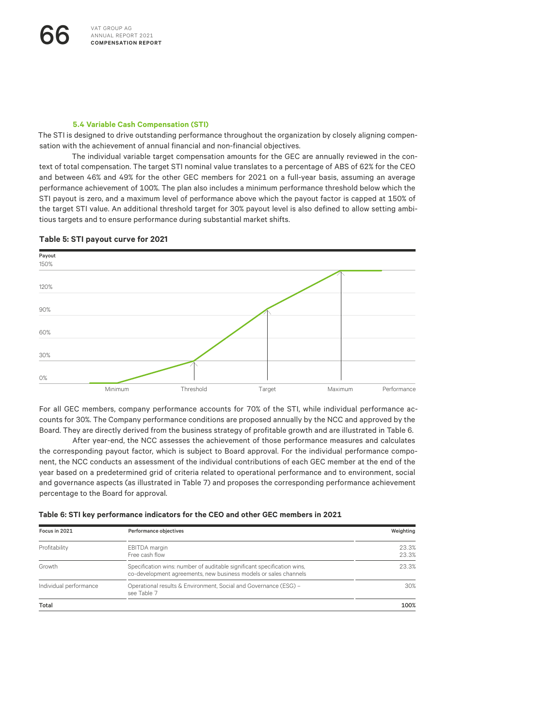### 5.4 Variable Cash Compensation (STI)

The STI is designed to drive outstanding performance throughout the organization by closely aligning compensation with the achievement of annual financial and non-financial objectives.

The individual variable target compensation amounts for the GEC are annually reviewed in the context of total compensation. The target STI nominal value translates to a percentage of ABS of 62% for the CEO and between 46% and 49% for the other GEC members for 2021 on a full-year basis, assuming an average performance achievement of 100%. The plan also includes a minimum performance threshold below which the STI payout is zero, and a maximum level of performance above which the payout factor is capped at 150% of the target STI value. An additional threshold target for 30% payout level is also defined to allow setting ambitious targets and to ensure performance during substantial market shifts.

**Table 5: STI payout curve for 2021**

Payout
150%
120%
90%
60%
30%
0%

Minimum | Threshold | Target | Maximum | Performance

For all GEC members, company performance accounts for 70% of the STI, while individual performance accounts for 30%. The Company performance conditions are proposed annually by the NCC and approved by the Board. They are directly derived from the business strategy of profitable growth and are illustrated in Table 6.

After year-end, the NCC assesses the achievement of those performance measures and calculates the corresponding payout factor, which is subject to Board approval. For the individual performance component, the NCC conducts an assessment of the individual contributions of each GEC member at the end of the year based on a predetermined grid of criteria related to operational performance and to environment, social and governance aspects (as illustrated in Table 7) and proposes the corresponding performance achievement percentage to the Board for approval.

**Table 6: STI key performance indicators for the CEO and other GEC members in 2021**

| Focus in 2021 | Performance objectives | Weighting |
|---|---|---|
| Profitability | EBITDA margin<br>Free cash flow | 23.3%<br>23.3% |
| Growth | Specification wins: number of auditable significant specification wins, co-development agreements, new business models or sales channels | 23.3% |
| Individual performance | Operational results & Environment, Social and Governance (ESG) – see Table 7 | 30% |
| **Total** | | **100%** |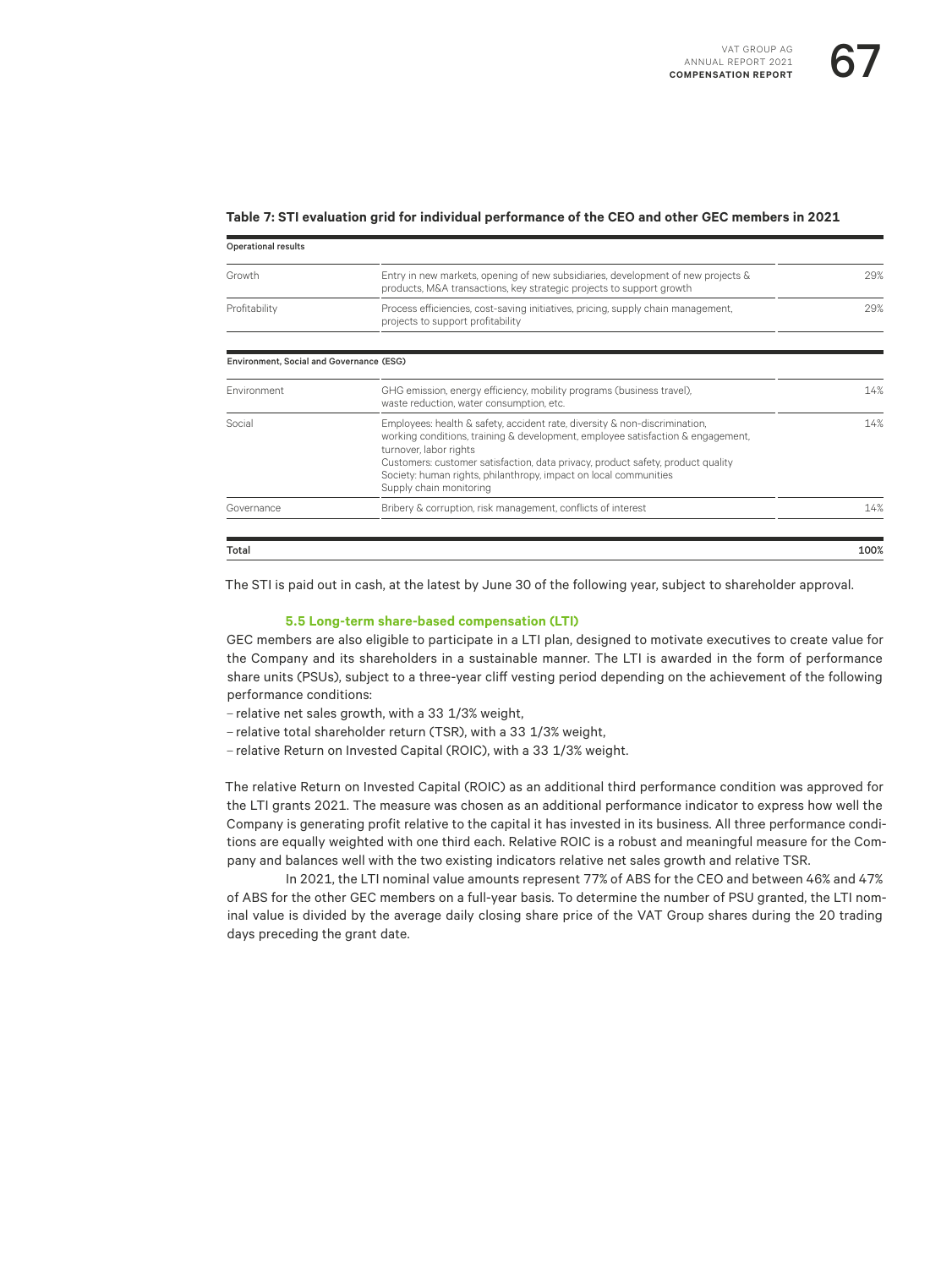**Table 7: STI evaluation grid for individual performance of the CEO and other GEC members in 2021**

| **Operational results** | | |
|---|---|---|
| Growth | Entry in new markets, opening of new subsidiaries, development of new projects & products, M&A transactions, key strategic projects to support growth | 29% |
| Profitability | Process efficiencies, cost-saving initiatives, pricing, supply chain management, projects to support profitability | 29% |
| **Environment, Social and Governance (ESG)** | | |
| Environment | GHG emission, energy efficiency, mobility programs (business travel), waste reduction, water consumption, etc. | 14% |
| Social | Employees: health & safety, accident rate, diversity & non-discrimination, working conditions, training & development, employee satisfaction & engagement, turnover, labor rights<br>Customers: customer satisfaction, data privacy, product safety, product quality<br>Society: human rights, philanthropy, impact on local communities<br>Supply chain monitoring | 14% |
| Governance | Bribery & corruption, risk management, conflicts of interest | 14% |
| **Total** | | **100%** |

The STI is paid out in cash, at the latest by June 30 of the following year, subject to shareholder approval.

### 5.5 Long-term share-based compensation (LTI)

GEC members are also eligible to participate in a LTI plan, designed to motivate executives to create value for the Company and its shareholders in a sustainable manner. The LTI is awarded in the form of performance share units (PSUs), subject to a three-year cliff vesting period depending on the achievement of the following performance conditions:

- relative net sales growth, with a 33 1/3% weight,
- relative total shareholder return (TSR), with a 33 1/3% weight,
- relative Return on Invested Capital (ROIC), with a 33 1/3% weight.

The relative Return on Invested Capital (ROIC) as an additional third performance condition was approved for the LTI grants 2021. The measure was chosen as an additional performance indicator to express how well the Company is generating profit relative to the capital it has invested in its business. All three performance conditions are equally weighted with one third each. Relative ROIC is a robust and meaningful measure for the Company and balances well with the two existing indicators relative net sales growth and relative TSR.

In 2021, the LTI nominal value amounts represent 77% of ABS for the CEO and between 46% and 47% of ABS for the other GEC members on a full-year basis. To determine the number of PSU granted, the LTI nominal value is divided by the average daily closing share price of the VAT Group shares during the 20 trading days preceding the grant date.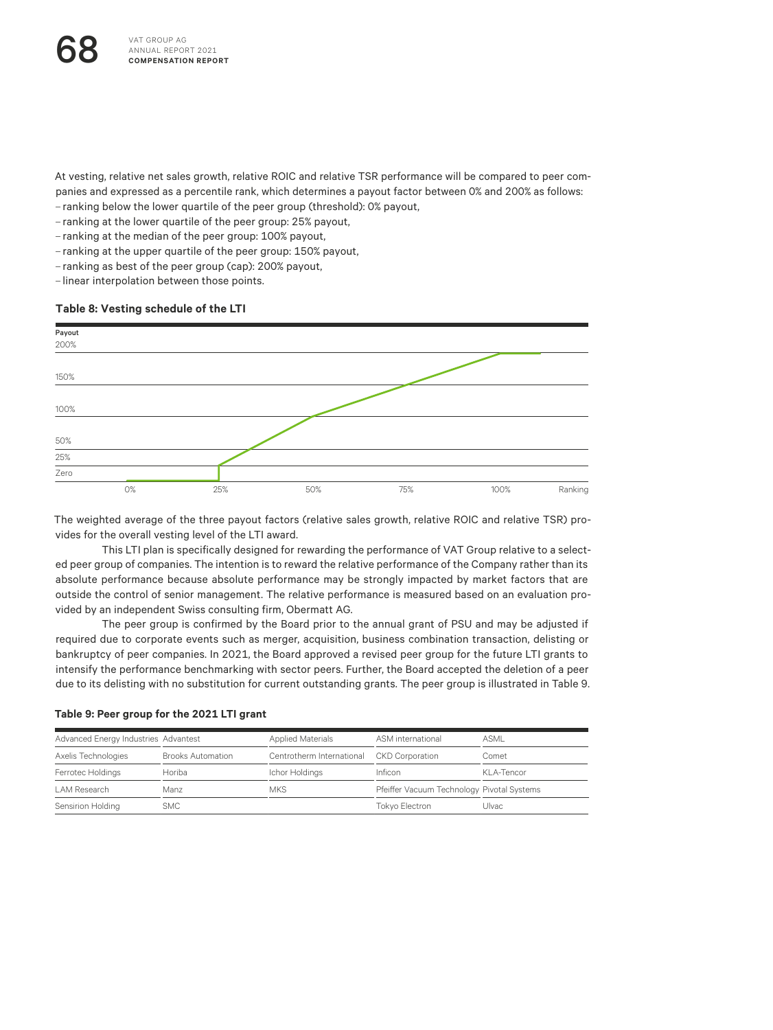At vesting, relative net sales growth, relative ROIC and relative TSR performance will be compared to peer companies and expressed as a percentile rank, which determines a payout factor between 0% and 200% as follows:

- ranking below the lower quartile of the peer group (threshold): 0% payout,
- ranking at the lower quartile of the peer group: 25% payout,
- ranking at the median of the peer group: 100% payout,
- ranking at the upper quartile of the peer group: 150% payout,
- ranking as best of the peer group (cap): 200% payout,
- linear interpolation between those points.

**Table 8: Vesting schedule of the LTI**

The weighted average of the three payout factors (relative sales growth, relative ROIC and relative TSR) provides for the overall vesting level of the LTI award.

This LTI plan is specifically designed for rewarding the performance of VAT Group relative to a selected peer group of companies. The intention is to reward the relative performance of the Company rather than its absolute performance because absolute performance may be strongly impacted by market factors that are outside the control of senior management. The relative performance is measured based on an evaluation provided by an independent Swiss consulting firm, Obermatt AG.

The peer group is confirmed by the Board prior to the annual grant of PSU and may be adjusted if required due to corporate events such as merger, acquisition, business combination transaction, delisting or bankruptcy of peer companies. In 2021, the Board approved a revised peer group for the future LTI grants to intensify the performance benchmarking with sector peers. Further, the Board accepted the deletion of a peer due to its delisting with no substitution for current outstanding grants. The peer group is illustrated in Table 9.

**Table 9: Peer group for the 2021 LTI grant**

| | | | | |
|---|---|---|---|---|
| Advanced Energy Industries | Advantest | Applied Materials | ASM international | ASML |
| Axelis Technologies | Brooks Automation | Centrotherm International | CKD Corporation | Comet |
| Ferrotec Holdings | Horiba | Ichor Holdings | Inficon | KLA-Tencor |
| LAM Research | Manz | MKS | Pfeiffer Vacuum Technology | Pivotal Systems |
| Sensirion Holding | SMC | | Tokyo Electron | Ulvac |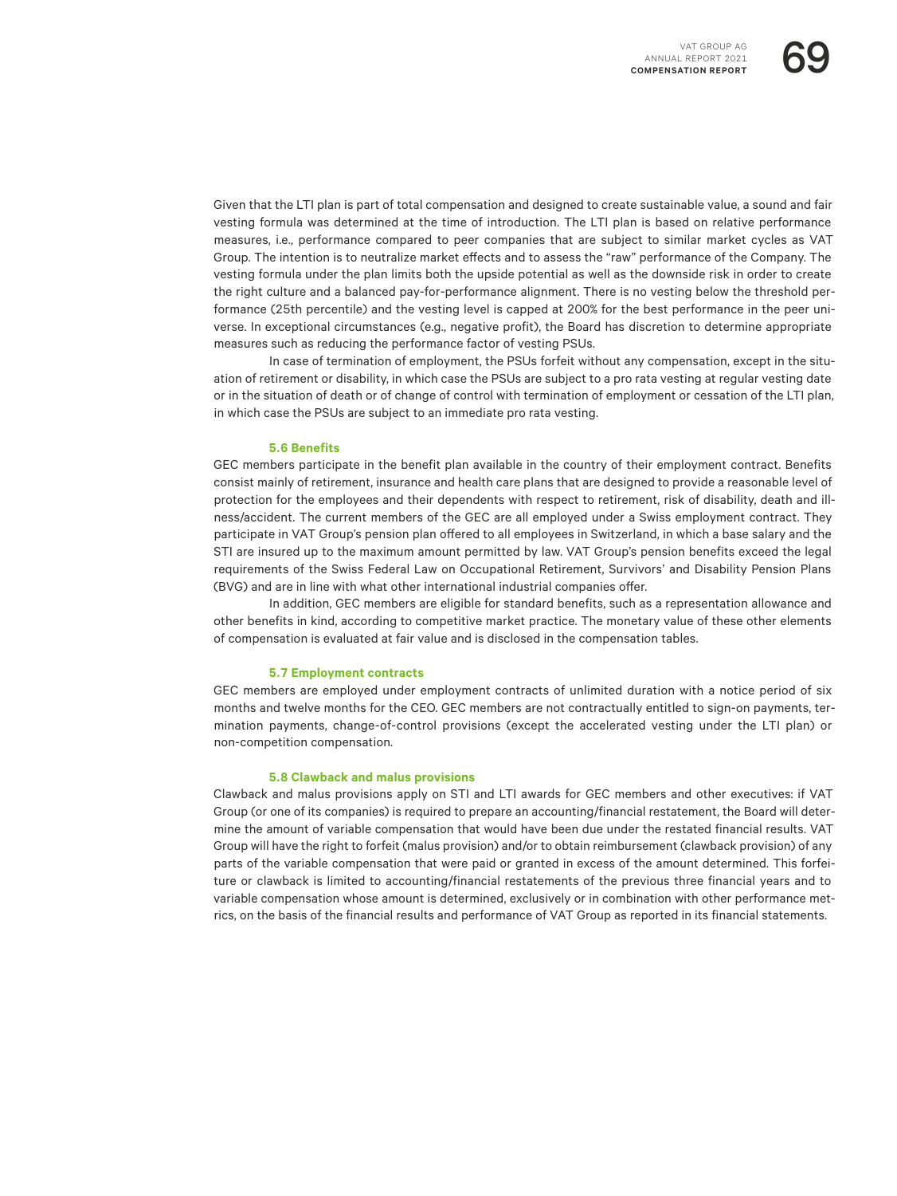Given that the LTI plan is part of total compensation and designed to create sustainable value, a sound and fair vesting formula was determined at the time of introduction. The LTI plan is based on relative performance measures, i.e., performance compared to peer companies that are subject to similar market cycles as VAT Group. The intention is to neutralize market effects and to assess the "raw" performance of the Company. The vesting formula under the plan limits both the upside potential as well as the downside risk in order to create the right culture and a balanced pay-for-performance alignment. There is no vesting below the threshold performance (25th percentile) and the vesting level is capped at 200% for the best performance in the peer universe. In exceptional circumstances (e.g., negative profit), the Board has discretion to determine appropriate measures such as reducing the performance factor of vesting PSUs.

In case of termination of employment, the PSUs forfeit without any compensation, except in the situation of retirement or disability, in which case the PSUs are subject to a pro rata vesting at regular vesting date or in the situation of death or of change of control with termination of employment or cessation of the LTI plan, in which case the PSUs are subject to an immediate pro rata vesting.

### 5.6 Benefits

GEC members participate in the benefit plan available in the country of their employment contract. Benefits consist mainly of retirement, insurance and health care plans that are designed to provide a reasonable level of protection for the employees and their dependents with respect to retirement, risk of disability, death and illness/accident. The current members of the GEC are all employed under a Swiss employment contract. They participate in VAT Group's pension plan offered to all employees in Switzerland, in which a base salary and the STI are insured up to the maximum amount permitted by law. VAT Group's pension benefits exceed the legal requirements of the Swiss Federal Law on Occupational Retirement, Survivors' and Disability Pension Plans (BVG) and are in line with what other international industrial companies offer.

In addition, GEC members are eligible for standard benefits, such as a representation allowance and other benefits in kind, according to competitive market practice. The monetary value of these other elements of compensation is evaluated at fair value and is disclosed in the compensation tables.

### 5.7 Employment contracts

GEC members are employed under employment contracts of unlimited duration with a notice period of six months and twelve months for the CEO. GEC members are not contractually entitled to sign-on payments, termination payments, change-of-control provisions (except the accelerated vesting under the LTI plan) or non-competition compensation.

### 5.8 Clawback and malus provisions

Clawback and malus provisions apply on STI and LTI awards for GEC members and other executives: if VAT Group (or one of its companies) is required to prepare an accounting/financial restatement, the Board will determine the amount of variable compensation that would have been due under the restated financial results. VAT Group will have the right to forfeit (malus provision) and/or to obtain reimbursement (clawback provision) of any parts of the variable compensation that were paid or granted in excess of the amount determined. This forfeiture or clawback is limited to accounting/financial restatements of the previous three financial years and to variable compensation whose amount is determined, exclusively or in combination with other performance metrics, on the basis of the financial results and performance of VAT Group as reported in its financial statements.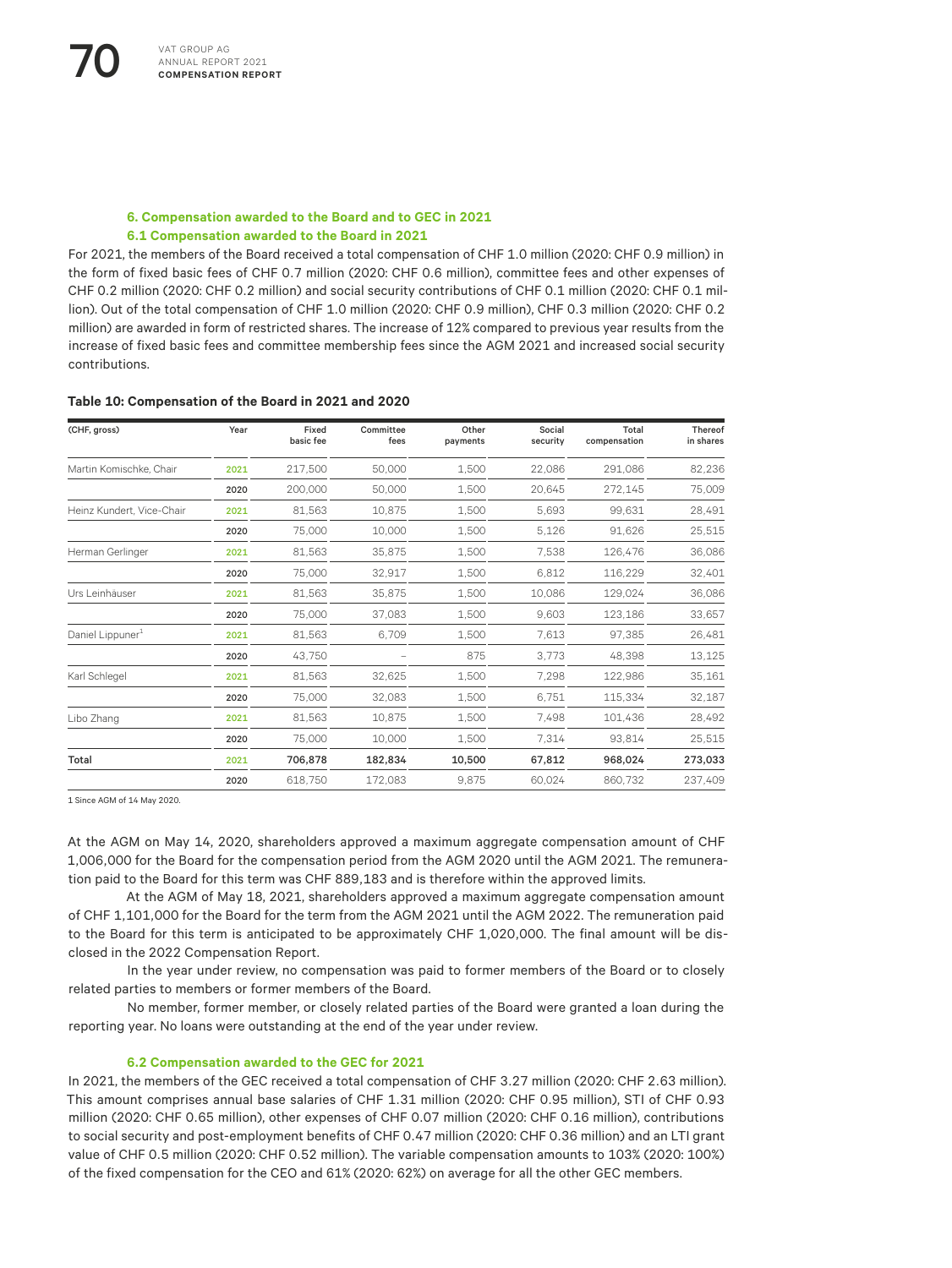### 6. Compensation awarded to the Board and to GEC in 2021

#### 6.1 Compensation awarded to the Board in 2021

For 2021, the members of the Board received a total compensation of CHF 1.0 million (2020: CHF 0.9 million) in the form of fixed basic fees of CHF 0.7 million (2020: CHF 0.6 million), committee fees and other expenses of CHF 0.2 million (2020: CHF 0.2 million) and social security contributions of CHF 0.1 million (2020: CHF 0.1 million). Out of the total compensation of CHF 1.0 million (2020: CHF 0.9 million), CHF 0.3 million (2020: CHF 0.2 million) are awarded in form of restricted shares. The increase of 12% compared to previous year results from the increase of fixed basic fees and committee membership fees since the AGM 2021 and increased social security contributions.

**Table 10: Compensation of the Board in 2021 and 2020**

| (CHF, gross) | Year | Fixed basic fee | Committee fees | Other payments | Social security | Total compensation | Thereof in shares |
|---|---|---|---|---|---|---|---|
| Martin Komischke, Chair | 2021 | 217,500 | 50,000 | 1,500 | 22,086 | 291,086 | 82,236 |
| | 2020 | 200,000 | 50,000 | 1,500 | 20,645 | 272,145 | 75,009 |
| Heinz Kundert, Vice-Chair | 2021 | 81,563 | 10,875 | 1,500 | 5,693 | 99,631 | 28,491 |
| | 2020 | 75,000 | 10,000 | 1,500 | 5,126 | 91,626 | 25,515 |
| Herman Gerlinger | 2021 | 81,563 | 35,875 | 1,500 | 7,538 | 126,476 | 36,086 |
| | 2020 | 75,000 | 32,917 | 1,500 | 6,812 | 116,229 | 32,401 |
| Urs Leinhäuser | 2021 | 81,563 | 35,875 | 1,500 | 10,086 | 129,024 | 36,086 |
| | 2020 | 75,000 | 37,083 | 1,500 | 9,603 | 123,186 | 33,657 |
| Daniel Lippuner[1] | 2021 | 81,563 | 6,709 | 1,500 | 7,613 | 97,385 | 26,481 |
| | 2020 | 43,750 | – | 875 | 3,773 | 48,398 | 13,125 |
| Karl Schlegel | 2021 | 81,563 | 32,625 | 1,500 | 7,298 | 122,986 | 35,161 |
| | 2020 | 75,000 | 32,083 | 1,500 | 6,751 | 115,334 | 32,187 |
| Libo Zhang | 2021 | 81,563 | 10,875 | 1,500 | 7,498 | 101,436 | 28,492 |
| | 2020 | 75,000 | 10,000 | 1,500 | 7,314 | 93,814 | 25,515 |
| **Total** | **2021** | **706,878** | **182,834** | **10,500** | **67,812** | **968,024** | **273,033** |
| | 2020 | 618,750 | 172,083 | 9,875 | 60,024 | 860,732 | 237,409 |

1 Since AGM of 14 May 2020.

At the AGM on May 14, 2020, shareholders approved a maximum aggregate compensation amount of CHF 1,006,000 for the Board for the compensation period from the AGM 2020 until the AGM 2021. The remuneration paid to the Board for this term was CHF 889,183 and is therefore within the approved limits.

At the AGM of May 18, 2021, shareholders approved a maximum aggregate compensation amount of CHF 1,101,000 for the Board for the term from the AGM 2021 until the AGM 2022. The remuneration paid to the Board for this term is anticipated to be approximately CHF 1,020,000. The final amount will be disclosed in the 2022 Compensation Report.

In the year under review, no compensation was paid to former members of the Board or to closely related parties to members or former members of the Board.

No member, former member, or closely related parties of the Board were granted a loan during the reporting year. No loans were outstanding at the end of the year under review.

#### 6.2 Compensation awarded to the GEC for 2021

In 2021, the members of the GEC received a total compensation of CHF 3.27 million (2020: CHF 2.63 million). This amount comprises annual base salaries of CHF 1.31 million (2020: CHF 0.95 million), STI of CHF 0.93 million (2020: CHF 0.65 million), other expenses of CHF 0.07 million (2020: CHF 0.16 million), contributions to social security and post-employment benefits of CHF 0.47 million (2020: CHF 0.36 million) and an LTI grant value of CHF 0.5 million (2020: CHF 0.52 million). The variable compensation amounts to 103% (2020: 100%) of the fixed compensation for the CEO and 61% (2020: 62%) on average for all the other GEC members.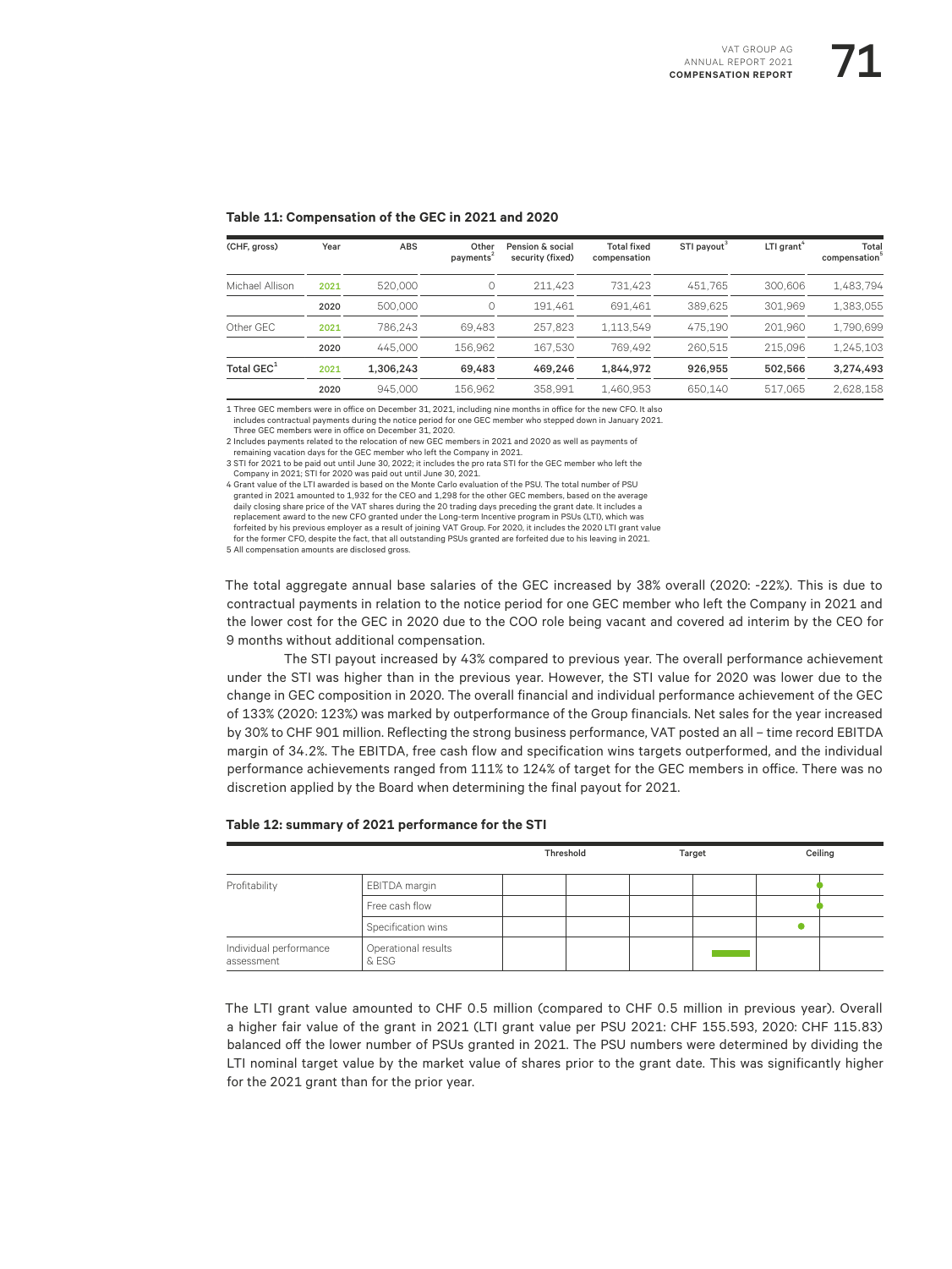**Table 11: Compensation of the GEC in 2021 and 2020**

| (CHF, gross) | Year | ABS | Other payments[2] | Pension & social security (fixed) | Total fixed compensation | STI payout[3] | LTI grant[4] | Total compensation[5] |
|---|---|---|---|---|---|---|---|---|
| Michael Allison | 2021 | 520,000 | 0 | 211,423 | 731,423 | 451,765 | 300,606 | 1,483,794 |
| | 2020 | 500,000 | 0 | 191,461 | 691,461 | 389,625 | 301,969 | 1,383,055 |
| Other GEC | 2021 | 786,243 | 69,483 | 257,823 | 1,113,549 | 475,190 | 201,960 | 1,790,699 |
| | 2020 | 445,000 | 156,962 | 167,530 | 769,492 | 260,515 | 215,096 | 1,245,103 |
| **Total GEC[1]** | **2021** | **1,306,243** | **69,483** | **469,246** | **1,844,972** | **926,955** | **502,566** | **3,274,493** |
| | 2020 | 945,000 | 156,962 | 358,991 | 1,460,953 | 650,140 | 517,065 | 2,628,158 |

1 Three GEC members were in office on December 31, 2021, including nine months in office for the new CFO. It also includes contractual payments during the notice period for one GEC member who stepped down in January 2021. Three GEC members were in office on December 31, 2020.
2 Includes payments related to the relocation of new GEC members in 2021 and 2020 as well as payments of remaining vacation days for the GEC member who left the Company in 2021.
3 STI for 2021 to be paid out until June 30, 2022; it includes the pro rata STI for the GEC member who left the Company in 2021; STI for 2020 was paid out until June 30, 2021.
4 Grant value of the LTI awarded is based on the Monte Carlo evaluation of the PSU. The total number of PSU granted in 2021 amounted to 1,932 for the CEO and 1,298 for the other GEC members, based on the average daily closing share price of the VAT shares during the 20 trading days preceding the grant date. It includes a replacement award to the new CFO granted under the Long-term Incentive program in PSUs (LTI), which was forfeited by his previous employer as a result of joining VAT Group. For 2020, it includes the 2020 LTI grant value for the former CFO, despite the fact, that all outstanding PSUs granted are forfeited due to his leaving in 2021.
5 All compensation amounts are disclosed gross.

The total aggregate annual base salaries of the GEC increased by 38% overall (2020: -22%). This is due to contractual payments in relation to the notice period for one GEC member who left the Company in 2021 and the lower cost for the GEC in 2020 due to the COO role being vacant and covered ad interim by the CEO for 9 months without additional compensation.

The STI payout increased by 43% compared to previous year. The overall performance achievement under the STI was higher than in the previous year. However, the STI value for 2020 was lower due to the change in GEC composition in 2020. The overall financial and individual performance achievement of the GEC of 133% (2020: 123%) was marked by outperformance of the Group financials. Net sales for the year increased by 30% to CHF 901 million. Reflecting the strong business performance, VAT posted an all – time record EBITDA margin of 34.2%. The EBITDA, free cash flow and specification wins targets outperformed, and the individual performance achievements ranged from 111% to 124% of target for the GEC members in office. There was no discretion applied by the Board when determining the final payout for 2021.

**Table 12: summary of 2021 performance for the STI**

| | | Threshold | | Target | | Ceiling |
|---|---|---|---|---|---|---|
| Profitability | EBITDA margin | | | | | ● |
| | Free cash flow | | | | | ● |
| | Specification wins | | | | ● | |
| Individual performance assessment | Operational results & ESG | | | | ▬ | |

The LTI grant value amounted to CHF 0.5 million (compared to CHF 0.5 million in previous year). Overall a higher fair value of the grant in 2021 (LTI grant value per PSU 2021: CHF 155.593, 2020: CHF 115.83) balanced off the lower number of PSUs granted in 2021. The PSU numbers were determined by dividing the LTI nominal target value by the market value of shares prior to the grant date. This was significantly higher for the 2021 grant than for the prior year.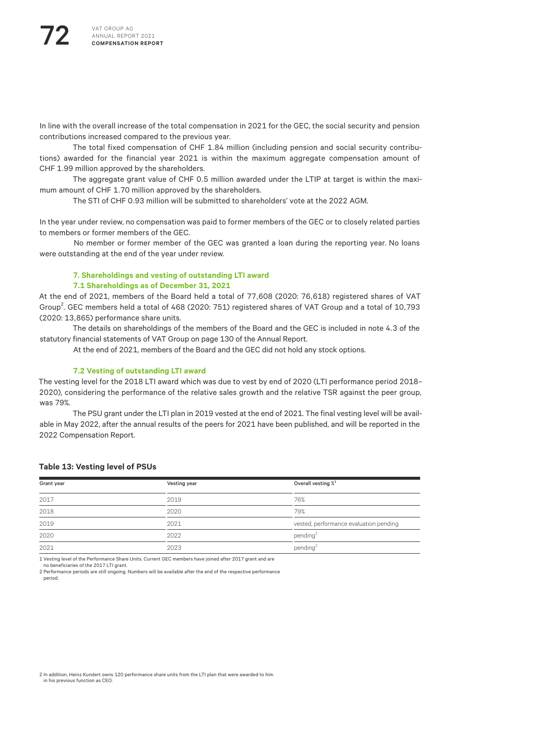In line with the overall increase of the total compensation in 2021 for the GEC, the social security and pension contributions increased compared to the previous year.

The total fixed compensation of CHF 1.84 million (including pension and social security contributions) awarded for the financial year 2021 is within the maximum aggregate compensation amount of CHF 1.99 million approved by the shareholders.

The aggregate grant value of CHF 0.5 million awarded under the LTIP at target is within the maximum amount of CHF 1.70 million approved by the shareholders.

The STI of CHF 0.93 million will be submitted to shareholders' vote at the 2022 AGM.

In the year under review, no compensation was paid to former members of the GEC or to closely related parties to members or former members of the GEC.

No member or former member of the GEC was granted a loan during the reporting year. No loans were outstanding at the end of the year under review.

## 7. Shareholdings and vesting of outstanding LTI award

### 7.1 Shareholdings as of December 31, 2021

At the end of 2021, members of the Board held a total of 77,608 (2020: 76,618) registered shares of VAT Group[2]. GEC members held a total of 468 (2020: 751) registered shares of VAT Group and a total of 10,793 (2020: 13,865) performance share units.

The details on shareholdings of the members of the Board and the GEC is included in note 4.3 of the statutory financial statements of VAT Group on page 130 of the Annual Report.

At the end of 2021, members of the Board and the GEC did not hold any stock options.

### 7.2 Vesting of outstanding LTI award

The vesting level for the 2018 LTI award which was due to vest by end of 2020 (LTI performance period 2018–2020), considering the performance of the relative sales growth and the relative TSR against the peer group, was 79%.

The PSU grant under the LTI plan in 2019 vested at the end of 2021. The final vesting level will be available in May 2022, after the annual results of the peers for 2021 have been published, and will be reported in the 2022 Compensation Report.

**Table 13: Vesting level of PSUs**

| Grant year | Vesting year | Overall vesting %[1] |
|---|---|---|
| 2017 | 2019 | 76% |
| 2018 | 2020 | 79% |
| 2019 | 2021 | vested, performance evaluation pending |
| 2020 | 2022 | pending[2] |
| 2021 | 2023 | pending[2] |

1 Vesting level of the Performance Share Units. Current GEC members have joined after 2017 grant and are no beneficiaries of the 2017 LTI grant.

2 Performance periods are still ongoing. Numbers will be available after the end of the respective performance period.

2 In addition, Heinz Kundert owns 120 performance share units from the LTI plan that were awarded to him in his previous function as CEO.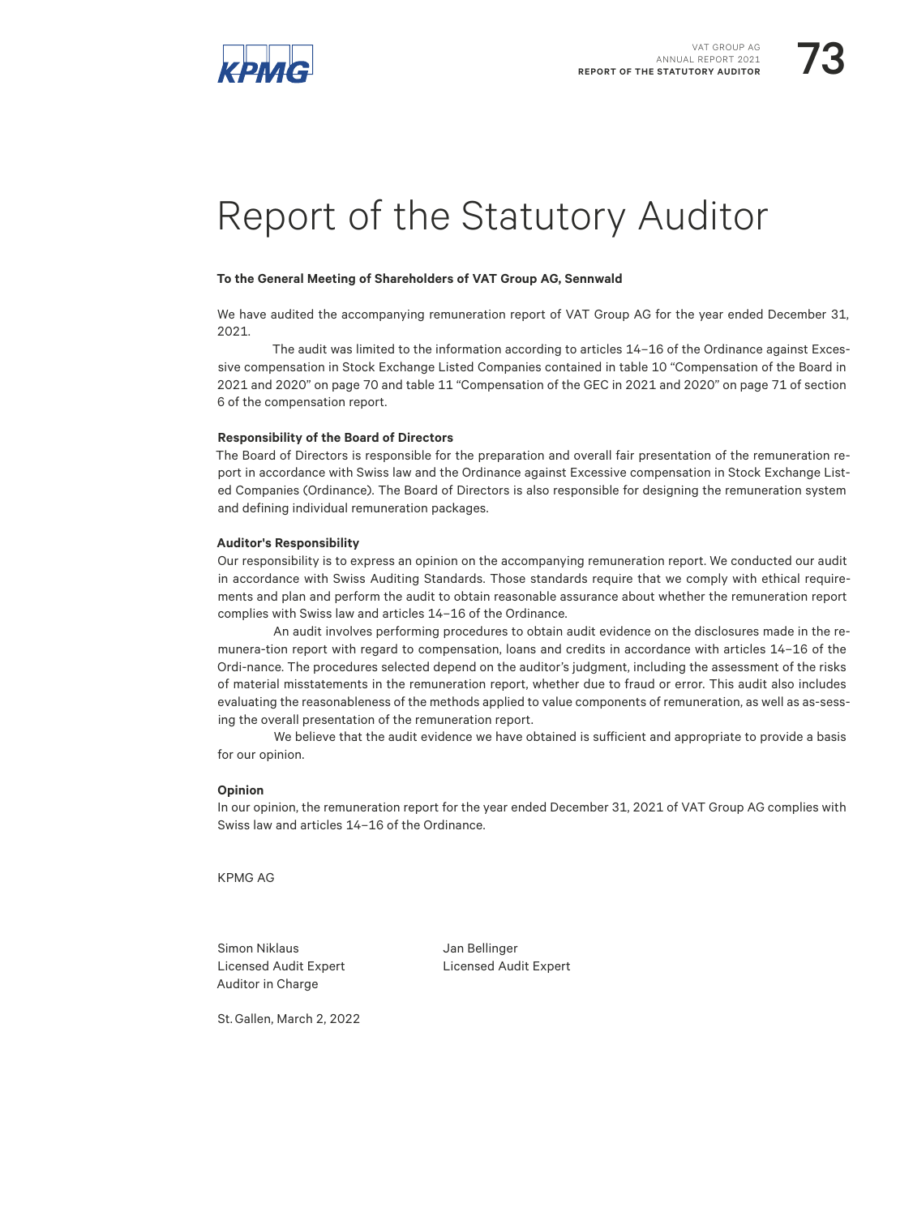# Report of the Statutory Auditor

**To the General Meeting of Shareholders of VAT Group AG, Sennwald**

We have audited the accompanying remuneration report of VAT Group AG for the year ended December 31, 2021.

The audit was limited to the information according to articles 14–16 of the Ordinance against Excessive compensation in Stock Exchange Listed Companies contained in table 10 "Compensation of the Board in 2021 and 2020" on page 70 and table 11 "Compensation of the GEC in 2021 and 2020" on page 71 of section 6 of the compensation report.

**Responsibility of the Board of Directors**

The Board of Directors is responsible for the preparation and overall fair presentation of the remuneration report in accordance with Swiss law and the Ordinance against Excessive compensation in Stock Exchange Listed Companies (Ordinance). The Board of Directors is also responsible for designing the remuneration system and defining individual remuneration packages.

**Auditor's Responsibility**

Our responsibility is to express an opinion on the accompanying remuneration report. We conducted our audit in accordance with Swiss Auditing Standards. Those standards require that we comply with ethical requirements and plan and perform the audit to obtain reasonable assurance about whether the remuneration report complies with Swiss law and articles 14–16 of the Ordinance.

An audit involves performing procedures to obtain audit evidence on the disclosures made in the remunera-tion report with regard to compensation, loans and credits in accordance with articles 14–16 of the Ordi-nance. The procedures selected depend on the auditor's judgment, including the assessment of the risks of material misstatements in the remuneration report, whether due to fraud or error. This audit also includes evaluating the reasonableness of the methods applied to value components of remuneration, as well as assessing the overall presentation of the remuneration report.

We believe that the audit evidence we have obtained is sufficient and appropriate to provide a basis for our opinion.

**Opinion**

In our opinion, the remuneration report for the year ended December 31, 2021 of VAT Group AG complies with Swiss law and articles 14–16 of the Ordinance.

KPMG AG

Simon Niklaus
Licensed Audit Expert
Auditor in Charge

Jan Bellinger
Licensed Audit Expert

St. Gallen, March 2, 2022